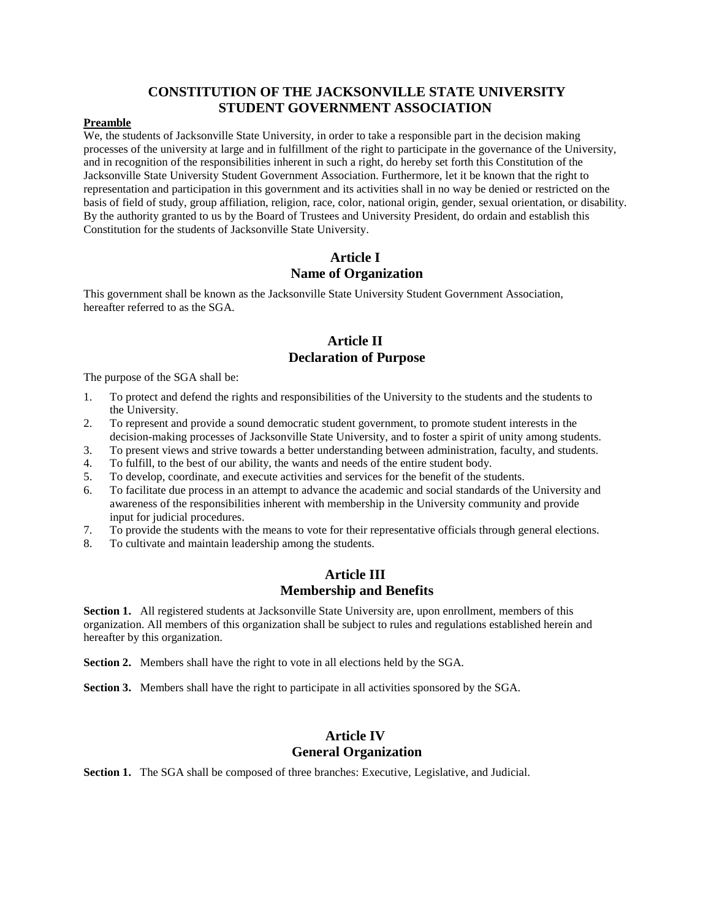# CONSTITUTION OF THE JACKSONVILLE STATE UNIVERSITY STUDENT GOVERNMENT ASSOCIATION

**Preamble**

We, the students of Jacksonville State University, in order to take a responsible part in the decision making processes of the university at large and in fulfillment of the right to participate in the governance of the University, and in recognition of the responsibilities inherent in such a right, do hereby set forth this Constitution of the Jacksonville State University Student Government Association. Furthermore, let it be known that the right to representation and participation in this government and its activities shall in no way be denied or restricted on the basis of field of study, group affiliation, religion, race, color, national origin, gender, sexual orientation, or disability. By the authority granted to us by the Board of Trustees and University President, do ordain and establish this Constitution for the students of Jacksonville State University.

## Article I
## Name of Organization

This government shall be known as the Jacksonville State University Student Government Association, hereafter referred to as the SGA.

## Article II
## Declaration of Purpose

The purpose of the SGA shall be:

1. To protect and defend the rights and responsibilities of the University to the students and the students to the University.
2. To represent and provide a sound democratic student government, to promote student interests in the decision-making processes of Jacksonville State University, and to foster a spirit of unity among students.
3. To present views and strive towards a better understanding between administration, faculty, and students.
4. To fulfill, to the best of our ability, the wants and needs of the entire student body.
5. To develop, coordinate, and execute activities and services for the benefit of the students.
6. To facilitate due process in an attempt to advance the academic and social standards of the University and awareness of the responsibilities inherent with membership in the University community and provide input for judicial procedures.
7. To provide the students with the means to vote for their representative officials through general elections.
8. To cultivate and maintain leadership among the students.

## Article III
## Membership and Benefits

**Section 1.** All registered students at Jacksonville State University are, upon enrollment, members of this organization. All members of this organization shall be subject to rules and regulations established herein and hereafter by this organization.

**Section 2.** Members shall have the right to vote in all elections held by the SGA.

**Section 3.** Members shall have the right to participate in all activities sponsored by the SGA.

## Article IV
## General Organization

**Section 1.** The SGA shall be composed of three branches: Executive, Legislative, and Judicial.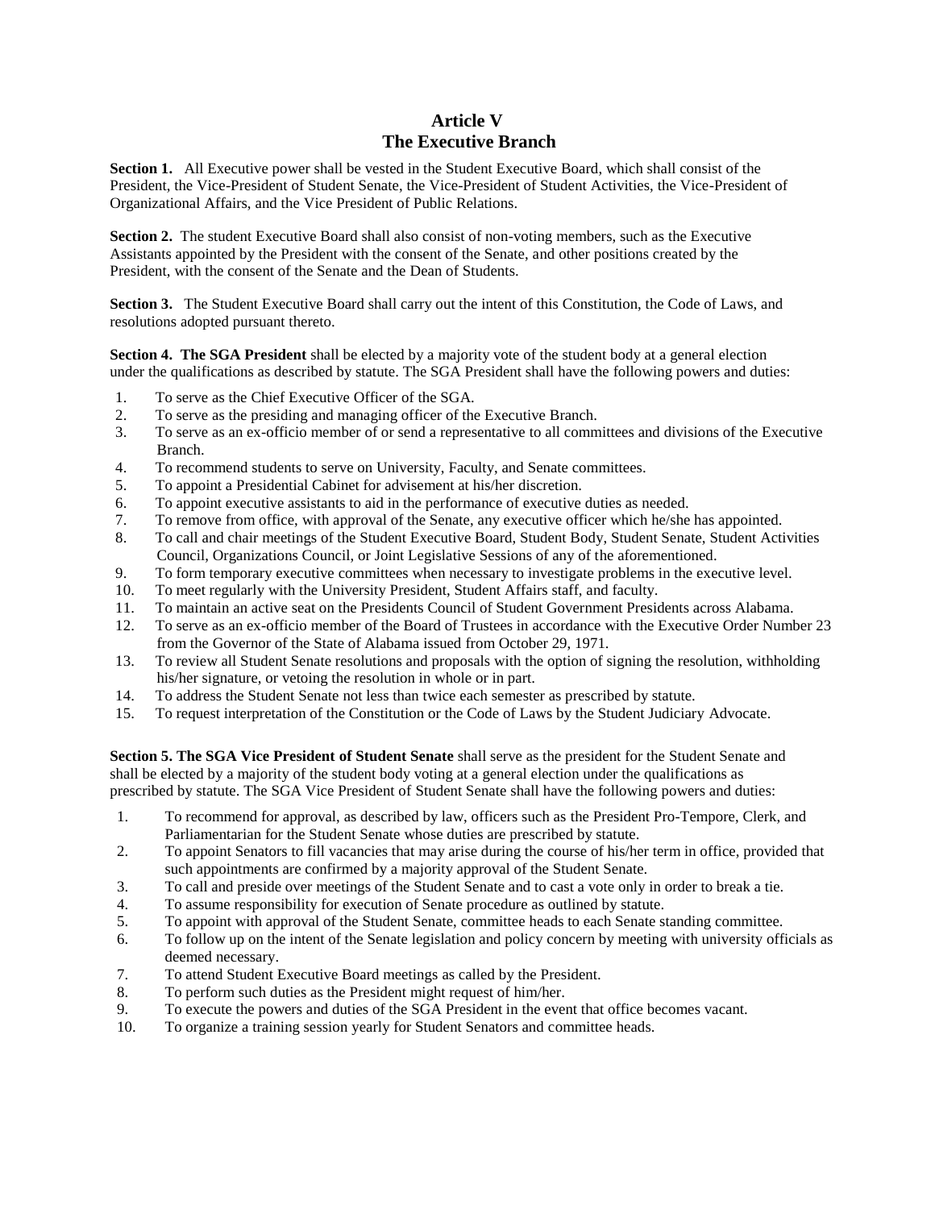## Article V
## The Executive Branch

**Section 1.** All Executive power shall be vested in the Student Executive Board, which shall consist of the President, the Vice-President of Student Senate, the Vice-President of Student Activities, the Vice-President of Organizational Affairs, and the Vice President of Public Relations.

**Section 2.** The student Executive Board shall also consist of non-voting members, such as the Executive Assistants appointed by the President with the consent of the Senate, and other positions created by the President, with the consent of the Senate and the Dean of Students.

**Section 3.** The Student Executive Board shall carry out the intent of this Constitution, the Code of Laws, and resolutions adopted pursuant thereto.

**Section 4. The SGA President** shall be elected by a majority vote of the student body at a general election under the qualifications as described by statute. The SGA President shall have the following powers and duties:

1. To serve as the Chief Executive Officer of the SGA.
2. To serve as the presiding and managing officer of the Executive Branch.
3. To serve as an ex-officio member of or send a representative to all committees and divisions of the Executive Branch.
4. To recommend students to serve on University, Faculty, and Senate committees.
5. To appoint a Presidential Cabinet for advisement at his/her discretion.
6. To appoint executive assistants to aid in the performance of executive duties as needed.
7. To remove from office, with approval of the Senate, any executive officer which he/she has appointed.
8. To call and chair meetings of the Student Executive Board, Student Body, Student Senate, Student Activities Council, Organizations Council, or Joint Legislative Sessions of any of the aforementioned.
9. To form temporary executive committees when necessary to investigate problems in the executive level.
10. To meet regularly with the University President, Student Affairs staff, and faculty.
11. To maintain an active seat on the Presidents Council of Student Government Presidents across Alabama.
12. To serve as an ex-officio member of the Board of Trustees in accordance with the Executive Order Number 23 from the Governor of the State of Alabama issued from October 29, 1971.
13. To review all Student Senate resolutions and proposals with the option of signing the resolution, withholding his/her signature, or vetoing the resolution in whole or in part.
14. To address the Student Senate not less than twice each semester as prescribed by statute.
15. To request interpretation of the Constitution or the Code of Laws by the Student Judiciary Advocate.

**Section 5. The SGA Vice President of Student Senate** shall serve as the president for the Student Senate and shall be elected by a majority of the student body voting at a general election under the qualifications as prescribed by statute. The SGA Vice President of Student Senate shall have the following powers and duties:

1. To recommend for approval, as described by law, officers such as the President Pro-Tempore, Clerk, and Parliamentarian for the Student Senate whose duties are prescribed by statute.
2. To appoint Senators to fill vacancies that may arise during the course of his/her term in office, provided that such appointments are confirmed by a majority approval of the Student Senate.
3. To call and preside over meetings of the Student Senate and to cast a vote only in order to break a tie.
4. To assume responsibility for execution of Senate procedure as outlined by statute.
5. To appoint with approval of the Student Senate, committee heads to each Senate standing committee.
6. To follow up on the intent of the Senate legislation and policy concern by meeting with university officials as deemed necessary.
7. To attend Student Executive Board meetings as called by the President.
8. To perform such duties as the President might request of him/her.
9. To execute the powers and duties of the SGA President in the event that office becomes vacant.
10. To organize a training session yearly for Student Senators and committee heads.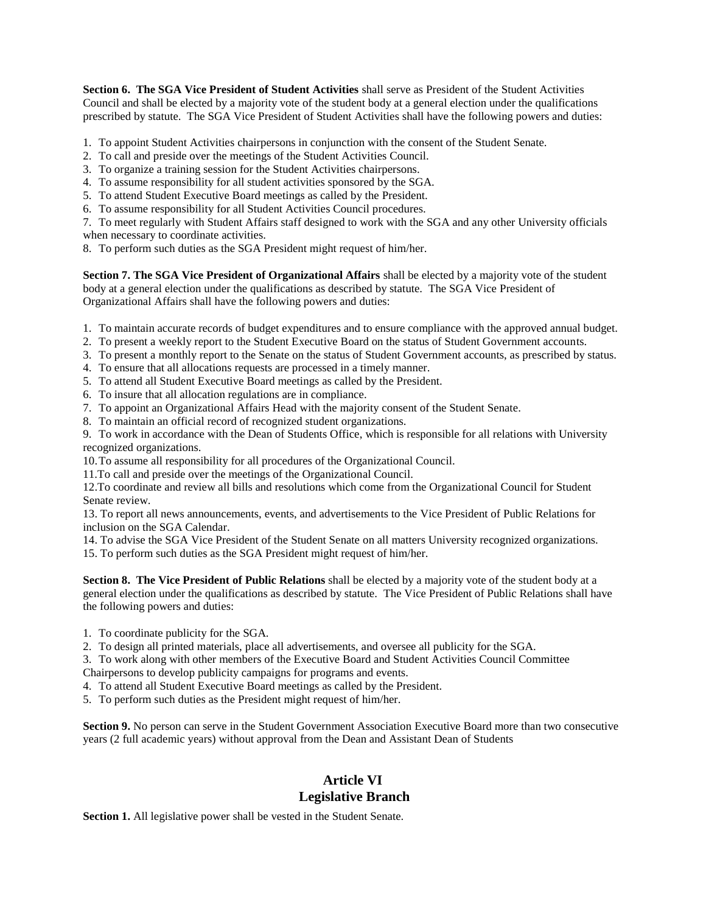**Section 6. The SGA Vice President of Student Activities** shall serve as President of the Student Activities Council and shall be elected by a majority vote of the student body at a general election under the qualifications prescribed by statute. The SGA Vice President of Student Activities shall have the following powers and duties:

1. To appoint Student Activities chairpersons in conjunction with the consent of the Student Senate.
2. To call and preside over the meetings of the Student Activities Council.
3. To organize a training session for the Student Activities chairpersons.
4. To assume responsibility for all student activities sponsored by the SGA.
5. To attend Student Executive Board meetings as called by the President.
6. To assume responsibility for all Student Activities Council procedures.
7. To meet regularly with Student Affairs staff designed to work with the SGA and any other University officials when necessary to coordinate activities.
8. To perform such duties as the SGA President might request of him/her.

**Section 7. The SGA Vice President of Organizational Affairs** shall be elected by a majority vote of the student body at a general election under the qualifications as described by statute. The SGA Vice President of Organizational Affairs shall have the following powers and duties:

1. To maintain accurate records of budget expenditures and to ensure compliance with the approved annual budget.
2. To present a weekly report to the Student Executive Board on the status of Student Government accounts.
3. To present a monthly report to the Senate on the status of Student Government accounts, as prescribed by status.
4. To ensure that all allocations requests are processed in a timely manner.
5. To attend all Student Executive Board meetings as called by the President.
6. To insure that all allocation regulations are in compliance.
7. To appoint an Organizational Affairs Head with the majority consent of the Student Senate.
8. To maintain an official record of recognized student organizations.
9. To work in accordance with the Dean of Students Office, which is responsible for all relations with University recognized organizations.
10. To assume all responsibility for all procedures of the Organizational Council.
11. To call and preside over the meetings of the Organizational Council.
12. To coordinate and review all bills and resolutions which come from the Organizational Council for Student Senate review.
13. To report all news announcements, events, and advertisements to the Vice President of Public Relations for inclusion on the SGA Calendar.
14. To advise the SGA Vice President of the Student Senate on all matters University recognized organizations.
15. To perform such duties as the SGA President might request of him/her.

**Section 8. The Vice President of Public Relations** shall be elected by a majority vote of the student body at a general election under the qualifications as described by statute. The Vice President of Public Relations shall have the following powers and duties:

1. To coordinate publicity for the SGA.
2. To design all printed materials, place all advertisements, and oversee all publicity for the SGA.
3. To work along with other members of the Executive Board and Student Activities Council Committee Chairpersons to develop publicity campaigns for programs and events.
4. To attend all Student Executive Board meetings as called by the President.
5. To perform such duties as the President might request of him/her.

**Section 9.** No person can serve in the Student Government Association Executive Board more than two consecutive years (2 full academic years) without approval from the Dean and Assistant Dean of Students

## Article VI
## Legislative Branch

**Section 1.** All legislative power shall be vested in the Student Senate.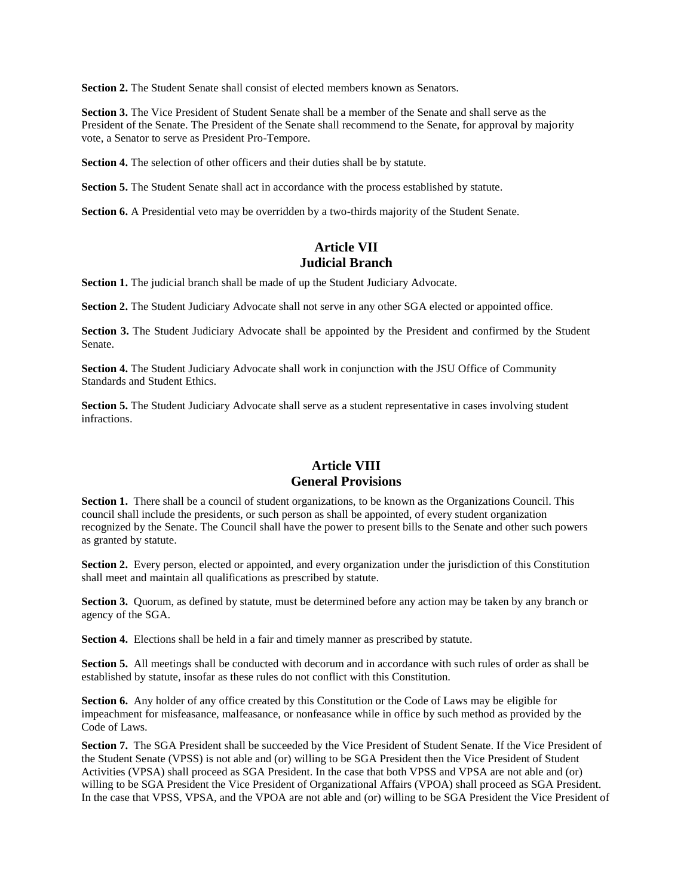**Section 2.** The Student Senate shall consist of elected members known as Senators.

**Section 3.** The Vice President of Student Senate shall be a member of the Senate and shall serve as the President of the Senate. The President of the Senate shall recommend to the Senate, for approval by majority vote, a Senator to serve as President Pro-Tempore.

**Section 4.** The selection of other officers and their duties shall be by statute.

**Section 5.** The Student Senate shall act in accordance with the process established by statute.

**Section 6.** A Presidential veto may be overridden by a two-thirds majority of the Student Senate.

## Article VII
## Judicial Branch

**Section 1.** The judicial branch shall be made of up the Student Judiciary Advocate.

**Section 2.** The Student Judiciary Advocate shall not serve in any other SGA elected or appointed office.

**Section 3.** The Student Judiciary Advocate shall be appointed by the President and confirmed by the Student Senate.

**Section 4.** The Student Judiciary Advocate shall work in conjunction with the JSU Office of Community Standards and Student Ethics.

**Section 5.** The Student Judiciary Advocate shall serve as a student representative in cases involving student infractions.

## Article VIII
## General Provisions

**Section 1.** There shall be a council of student organizations, to be known as the Organizations Council. This council shall include the presidents, or such person as shall be appointed, of every student organization recognized by the Senate. The Council shall have the power to present bills to the Senate and other such powers as granted by statute.

**Section 2.** Every person, elected or appointed, and every organization under the jurisdiction of this Constitution shall meet and maintain all qualifications as prescribed by statute.

**Section 3.** Quorum, as defined by statute, must be determined before any action may be taken by any branch or agency of the SGA.

**Section 4.** Elections shall be held in a fair and timely manner as prescribed by statute.

**Section 5.** All meetings shall be conducted with decorum and in accordance with such rules of order as shall be established by statute, insofar as these rules do not conflict with this Constitution.

**Section 6.** Any holder of any office created by this Constitution or the Code of Laws may be eligible for impeachment for misfeasance, malfeasance, or nonfeasance while in office by such method as provided by the Code of Laws.

**Section 7.** The SGA President shall be succeeded by the Vice President of Student Senate. If the Vice President of the Student Senate (VPSS) is not able and (or) willing to be SGA President then the Vice President of Student Activities (VPSA) shall proceed as SGA President. In the case that both VPSS and VPSA are not able and (or) willing to be SGA President the Vice President of Organizational Affairs (VPOA) shall proceed as SGA President. In the case that VPSS, VPSA, and the VPOA are not able and (or) willing to be SGA President the Vice President of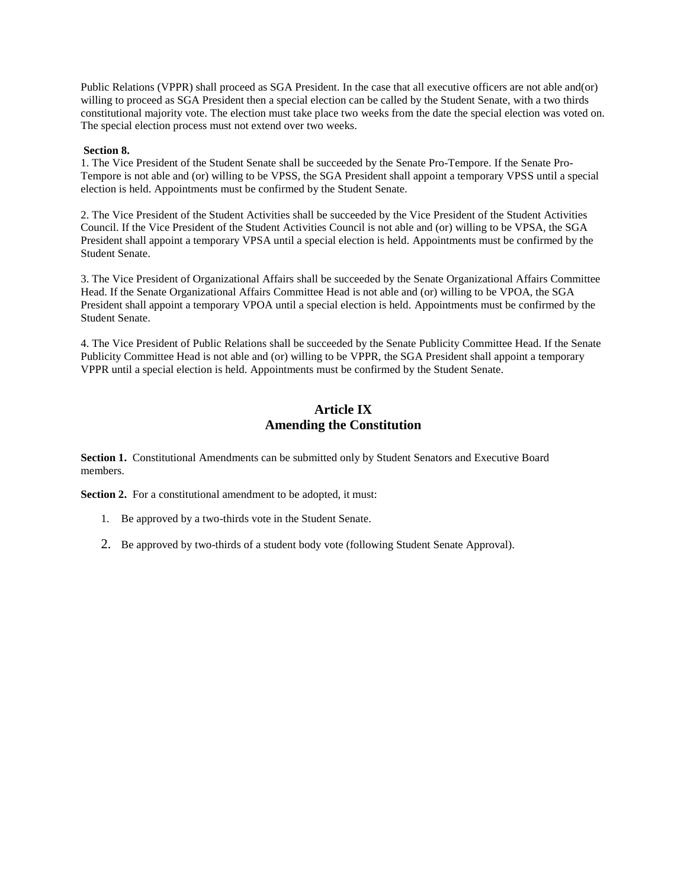Public Relations (VPPR) shall proceed as SGA President. In the case that all executive officers are not able and(or) willing to proceed as SGA President then a special election can be called by the Student Senate, with a two thirds constitutional majority vote. The election must take place two weeks from the date the special election was voted on. The special election process must not extend over two weeks.

**Section 8.**

1. The Vice President of the Student Senate shall be succeeded by the Senate Pro-Tempore. If the Senate Pro-Tempore is not able and (or) willing to be VPSS, the SGA President shall appoint a temporary VPSS until a special election is held. Appointments must be confirmed by the Student Senate.

2. The Vice President of the Student Activities shall be succeeded by the Vice President of the Student Activities Council. If the Vice President of the Student Activities Council is not able and (or) willing to be VPSA, the SGA President shall appoint a temporary VPSA until a special election is held. Appointments must be confirmed by the Student Senate.

3. The Vice President of Organizational Affairs shall be succeeded by the Senate Organizational Affairs Committee Head. If the Senate Organizational Affairs Committee Head is not able and (or) willing to be VPOA, the SGA President shall appoint a temporary VPOA until a special election is held. Appointments must be confirmed by the Student Senate.

4. The Vice President of Public Relations shall be succeeded by the Senate Publicity Committee Head. If the Senate Publicity Committee Head is not able and (or) willing to be VPPR, the SGA President shall appoint a temporary VPPR until a special election is held. Appointments must be confirmed by the Student Senate.

## Article IX
## Amending the Constitution

**Section 1.** Constitutional Amendments can be submitted only by Student Senators and Executive Board members.

**Section 2.** For a constitutional amendment to be adopted, it must:

1. Be approved by a two-thirds vote in the Student Senate.
2. Be approved by two-thirds of a student body vote (following Student Senate Approval).